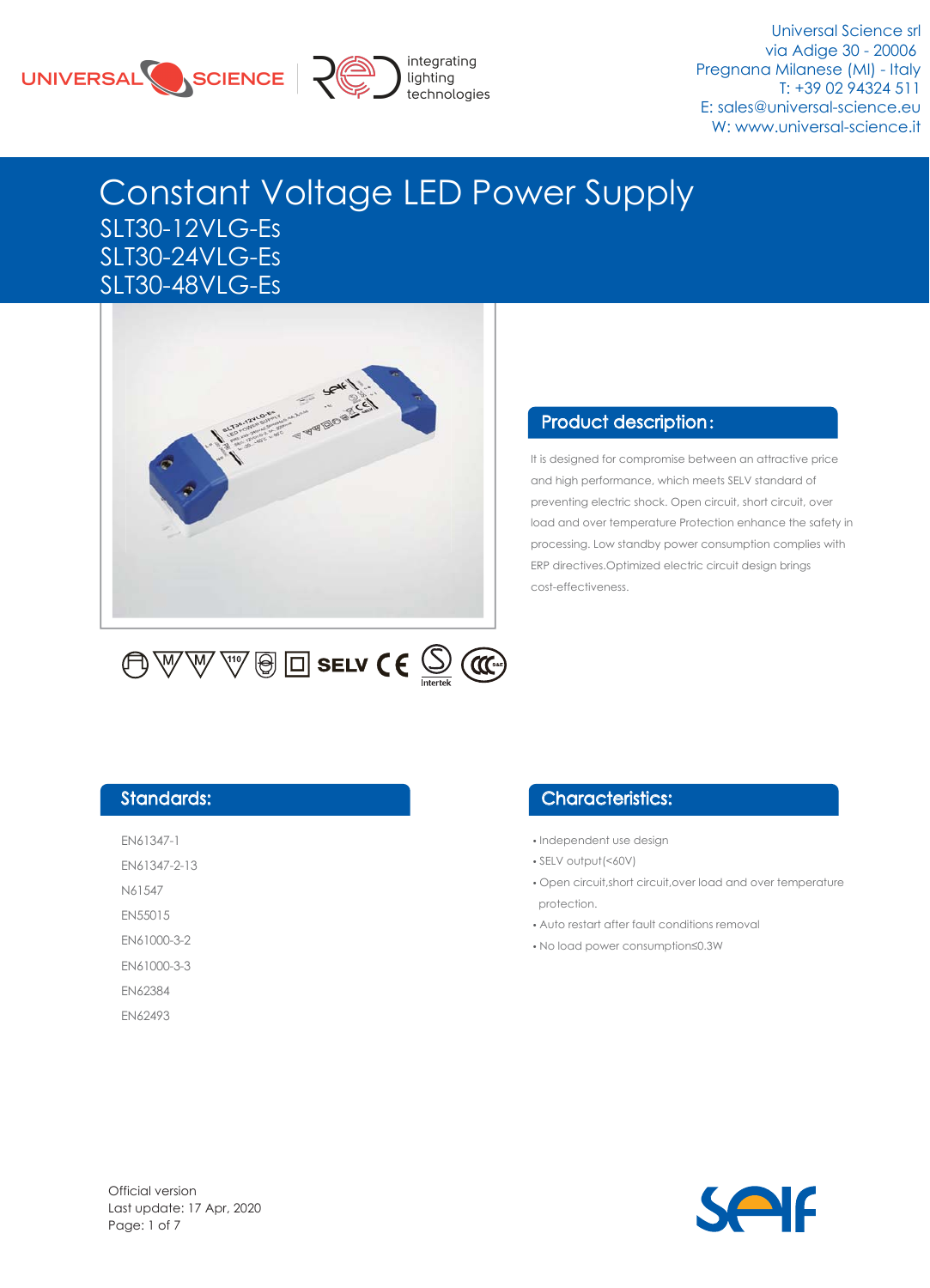Universal Science srl
via Adige 30 - 20006
Pregnana Milanese (MI) - Italy
T: +39 02 94324 511
E: sales@universal-science.eu
W: www.universal-science.it

# Constant Voltage LED Power Supply

## SLT30-12VLG-Es
## SLT30-24VLG-Es
## SLT30-48VLG-Es

## Product description:

It is designed for compromise between an attractive price and high performance, which meets SELV standard of preventing electric shock. Open circuit, short circuit, over load and over temperature Protection enhance the safety in processing. Low standby power consumption complies with ERP directives.Optimized electric circuit design brings cost-effectiveness.

## Standards:

EN61347-1
EN61347-2-13
N61547
EN55015
EN61000-3-2
EN61000-3-3
EN62384
EN62493

## Characteristics:

- Independent use design
- SELV output(<60V)
- Open circuit,short circuit,over load and over temperature protection.
- Auto restart after fault conditions removal
- No load power consumption≤0.3W

Official version
Last update: 17 Apr, 2020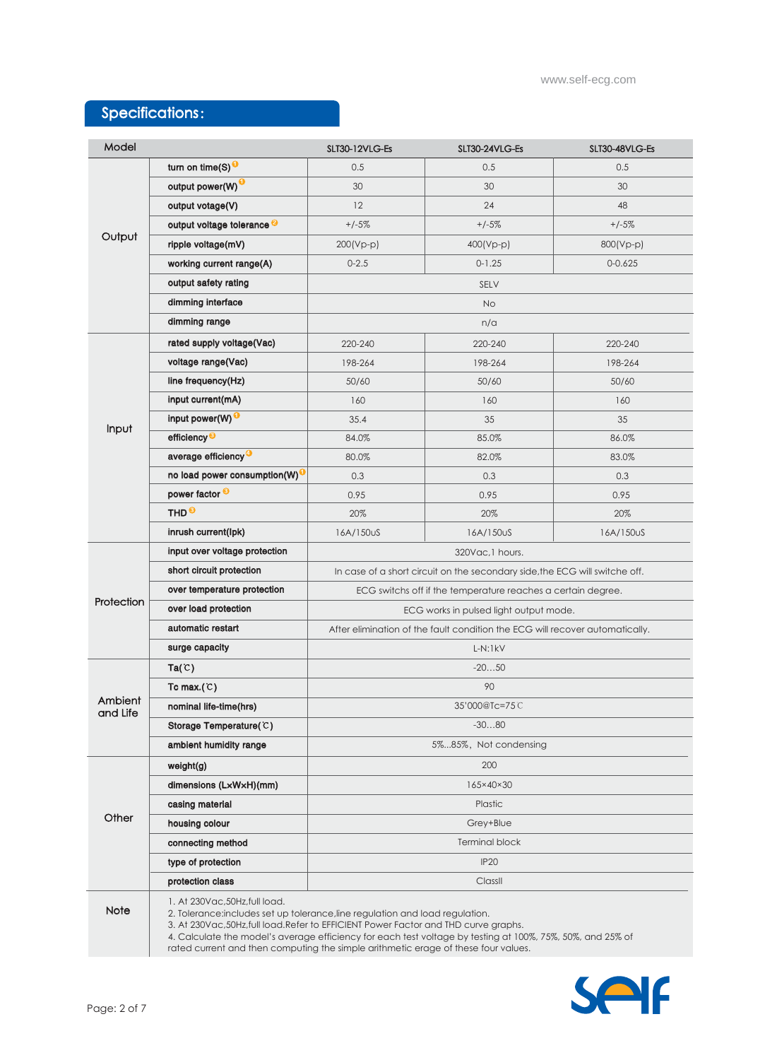## Specifications:

| Model | | SLT30-12VLG-Es | SLT30-24VLG-Es | SLT30-48VLG-Es |
|---|---|---|---|---|
| Output | turn on time(S)[1] | 0.5 | 0.5 | 0.5 |
| | output power(W)[1] | 30 | 30 | 30 |
| | output votage(V) | 12 | 24 | 48 |
| | output voltage tolerance[2] | +/-5% | +/-5% | +/-5% |
| | ripple voltage(mV) | 200(Vp-p) | 400(Vp-p) | 800(Vp-p) |
| | working current range(A) | 0-2.5 | 0-1.25 | 0-0.625 |
| | output safety rating | SELV | | |
| | dimming interface | No | | |
| | dimming range | n/a | | |
| Input | rated supply voltage(Vac) | 220-240 | 220-240 | 220-240 |
| | voltage range(Vac) | 198-264 | 198-264 | 198-264 |
| | line frequency(Hz) | 50/60 | 50/60 | 50/60 |
| | input current(mA) | 160 | 160 | 160 |
| | input power(W)[1] | 35.4 | 35 | 35 |
| | efficiency[3] | 84.0% | 85.0% | 86.0% |
| | average efficiency[4] | 80.0% | 82.0% | 83.0% |
| | no load power consumption(W)[1] | 0.3 | 0.3 | 0.3 |
| | power factor[3] | 0.95 | 0.95 | 0.95 |
| | THD[3] | 20% | 20% | 20% |
| | inrush current(Ipk) | 16A/150uS | 16A/150uS | 16A/150uS |
| Protection | input over voltage protection | 320Vac,1 hours. | | |
| | short circuit protection | In case of a short circuit on the secondary side,the ECG will switche off. | | |
| | over temperature protection | ECG switchs off if the temperature reaches a certain degree. | | |
| | over load protection | ECG works in pulsed light output mode. | | |
| | automatic restart | After elimination of the fault condition the ECG will recover automatically. | | |
| | surge capacity | L-N:1kV | | |
| Ambient and Life | Ta(℃) | -20...50 | | |
| | Tc max.(℃) | 90 | | |
| | nominal life-time(hrs) | 35'000@Tc=75℃ | | |
| | Storage Temperature(℃) | -30...80 | | |
| | ambient humidity range | 5%...85%, Not condensing | | |
| Other | weight(g) | 200 | | |
| | dimensions (LxWxH)(mm) | 165×40×30 | | |
| | casing material | Plastic | | |
| | housing colour | Grey+Blue | | |
| | connecting method | Terminal block | | |
| | type of protection | IP20 | | |
| | protection class | ClassII | | |

**Note**

1. At 230Vac,50Hz,full load.
2. Tolerance:includes set up tolerance,line regulation and load regulation.
3. At 230Vac,50Hz,full load.Refer to EFFICIENT Power Factor and THD curve graphs.
4. Calculate the model's average efficiency for each test voltage by testing at 100%, 75%, 50%, and 25% of rated current and then computing the simple arithmetic erage of these four values.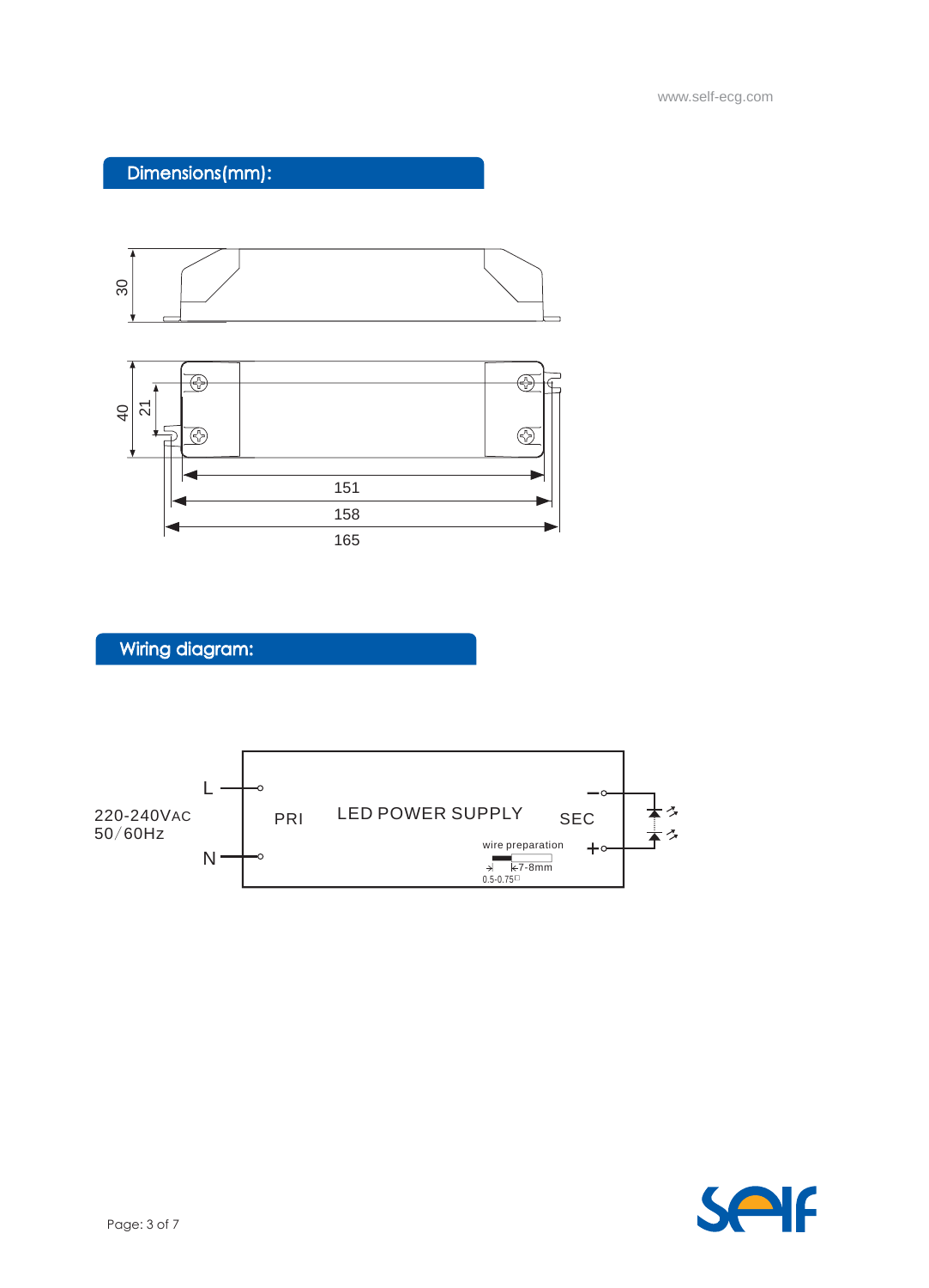## Dimensions(mm):

30

40

21

151

158

165

## Wiring diagram:

220-240VAC
50/60Hz

L

N

PRI

LED POWER SUPPLY

SEC

wire preparation

7-8mm

0.5-0.75□

−

+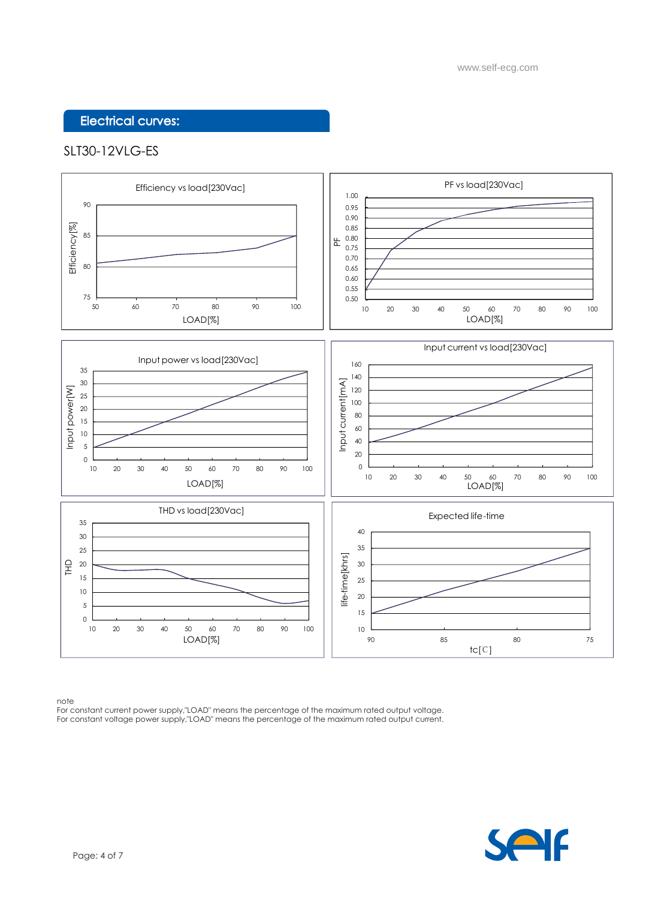## Electrical curves:

SLT30-12VLG-ES

Efficiency vs load[230Vac]

Efficiency[%]

LOAD[%]

PF vs load[230Vac]

PF

LOAD[%]

Input power vs load[230Vac]

Input power[W]

LOAD[%]

Input current vs load[230Vac]

Input current[mA]

LOAD[%]

THD vs load[230Vac]

THD

LOAD[%]

Expected life-time

life-time[khrs]

tc[C]

note
For constant current power supply,"LOAD" means the percentage of the maximum rated output voltage.
For constant voltage power supply,"LOAD" means the percentage of the maximum rated output current.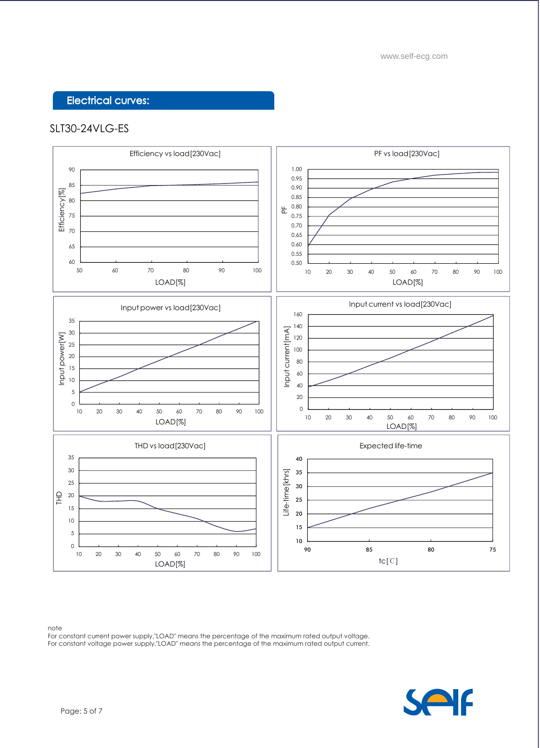## Electrical curves:

SLT30-24VLG-ES

Efficiency vs load[230Vac]

PF vs load[230Vac]

Input power vs load[230Vac]

Input current vs load[230Vac]

THD vs load[230Vac]

Expected life-time

note
For constant current power supply,"LOAD" means the percentage of the maximum rated output voltage.
For constant voltage power supply,"LOAD" means the percentage of the maximum rated output current.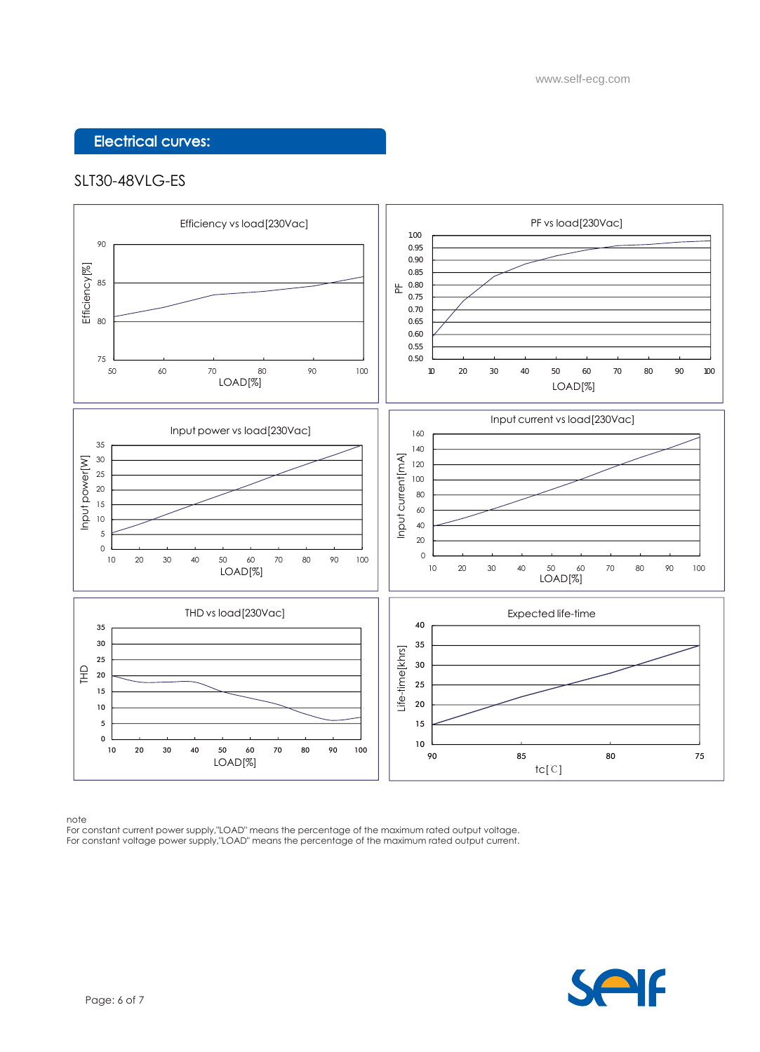## Electrical curves:

SLT30-48VLG-ES

Efficiency vs load[230Vac]

PF vs load[230Vac]

Input power vs load[230Vac]

Input current vs load[230Vac]

THD vs load[230Vac]

Expected life-time

note
For constant current power supply,"LOAD" means the percentage of the maximum rated output voltage.
For constant voltage power supply,"LOAD" means the percentage of the maximum rated output current.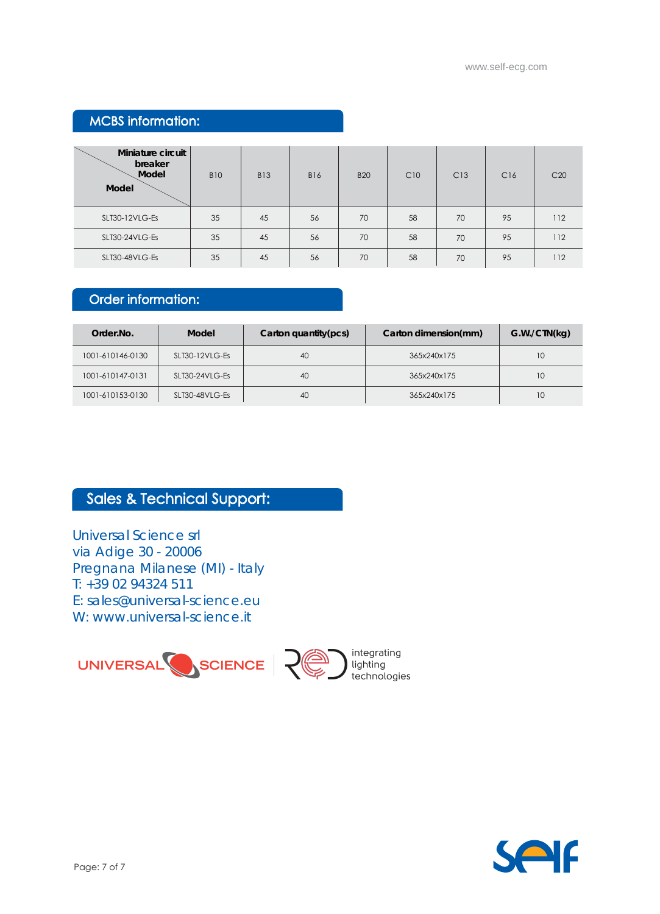## MCBS information:

| Miniature circuit breaker Model / Model | B10 | B13 | B16 | B20 | C10 | C13 | C16 | C20 |
|---|---|---|---|---|---|---|---|---|
| SLT30-12VLG-Es | 35 | 45 | 56 | 70 | 58 | 70 | 95 | 112 |
| SLT30-24VLG-Es | 35 | 45 | 56 | 70 | 58 | 70 | 95 | 112 |
| SLT30-48VLG-Es | 35 | 45 | 56 | 70 | 58 | 70 | 95 | 112 |

## Order information:

| Order.No. | Model | Carton quantity(pcs) | Carton dimension(mm) | G.W./CTN(kg) |
|---|---|---|---|---|
| 1001-610146-0130 | SLT30-12VLG-Es | 40 | 365x240x175 | 10 |
| 1001-610147-0131 | SLT30-24VLG-Es | 40 | 365x240x175 | 10 |
| 1001-610153-0130 | SLT30-48VLG-Es | 40 | 365x240x175 | 10 |

## Sales & Technical Support:

Universal Science srl
via Adige 30 - 20006
Pregnana Milanese (MI) - Italy
T: +39 02 94324 511
E: sales@universal-science.eu
W: www.universal-science.it

UNIVERSAL SCIENCE

RED integrating lighting technologies